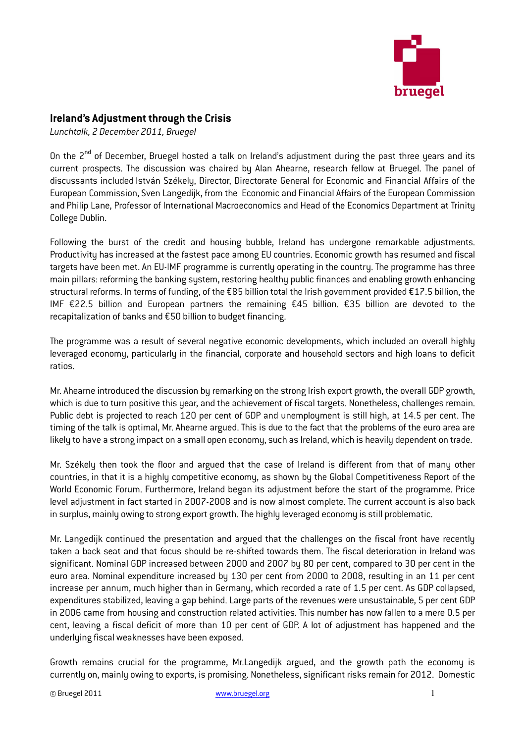## Ireland's Adjustment through the Crisis

*Lunchtalk, 2 December 2011, Bruegel*

On the 2nd of December, Bruegel hosted a talk on Ireland's adjustment during the past three years and its current prospects. The discussion was chaired by Alan Ahearne, research fellow at Bruegel. The panel of discussants included István Székely, Director, Directorate General for Economic and Financial Affairs of the European Commission, Sven Langedijk, from the Economic and Financial Affairs of the European Commission and Philip Lane, Professor of International Macroeconomics and Head of the Economics Department at Trinity College Dublin.

Following the burst of the credit and housing bubble, Ireland has undergone remarkable adjustments. Productivity has increased at the fastest pace among EU countries. Economic growth has resumed and fiscal targets have been met. An EU-IMF programme is currently operating in the country. The programme has three main pillars: reforming the banking system, restoring healthy public finances and enabling growth enhancing structural reforms. In terms of funding, of the €85 billion total the Irish government provided €17.5 billion, the IMF €22.5 billion and European partners the remaining €45 billion. €35 billion are devoted to the recapitalization of banks and €50 billion to budget financing.

The programme was a result of several negative economic developments, which included an overall highly leveraged economy, particularly in the financial, corporate and household sectors and high loans to deficit ratios.

Mr. Ahearne introduced the discussion by remarking on the strong Irish export growth, the overall GDP growth, which is due to turn positive this year, and the achievement of fiscal targets. Nonetheless, challenges remain. Public debt is projected to reach 120 per cent of GDP and unemployment is still high, at 14.5 per cent. The timing of the talk is optimal, Mr. Ahearne argued. This is due to the fact that the problems of the euro area are likely to have a strong impact on a small open economy, such as Ireland, which is heavily dependent on trade.

Mr. Székely then took the floor and argued that the case of Ireland is different from that of many other countries, in that it is a highly competitive economy, as shown by the Global Competitiveness Report of the World Economic Forum. Furthermore, Ireland began its adjustment before the start of the programme. Price level adjustment in fact started in 2007-2008 and is now almost complete. The current account is also back in surplus, mainly owing to strong export growth. The highly leveraged economy is still problematic.

Mr. Langedijk continued the presentation and argued that the challenges on the fiscal front have recently taken a back seat and that focus should be re-shifted towards them. The fiscal deterioration in Ireland was significant. Nominal GDP increased between 2000 and 2007 by 80 per cent, compared to 30 per cent in the euro area. Nominal expenditure increased by 130 per cent from 2000 to 2008, resulting in an 11 per cent increase per annum, much higher than in Germany, which recorded a rate of 1.5 per cent. As GDP collapsed, expenditures stabilized, leaving a gap behind. Large parts of the revenues were unsustainable, 5 per cent GDP in 2006 came from housing and construction related activities. This number has now fallen to a mere 0.5 per cent, leaving a fiscal deficit of more than 10 per cent of GDP. A lot of adjustment has happened and the underlying fiscal weaknesses have been exposed.

Growth remains crucial for the programme, Mr.Langedijk argued, and the growth path the economy is currently on, mainly owing to exports, is promising. Nonetheless, significant risks remain for 2012. Domestic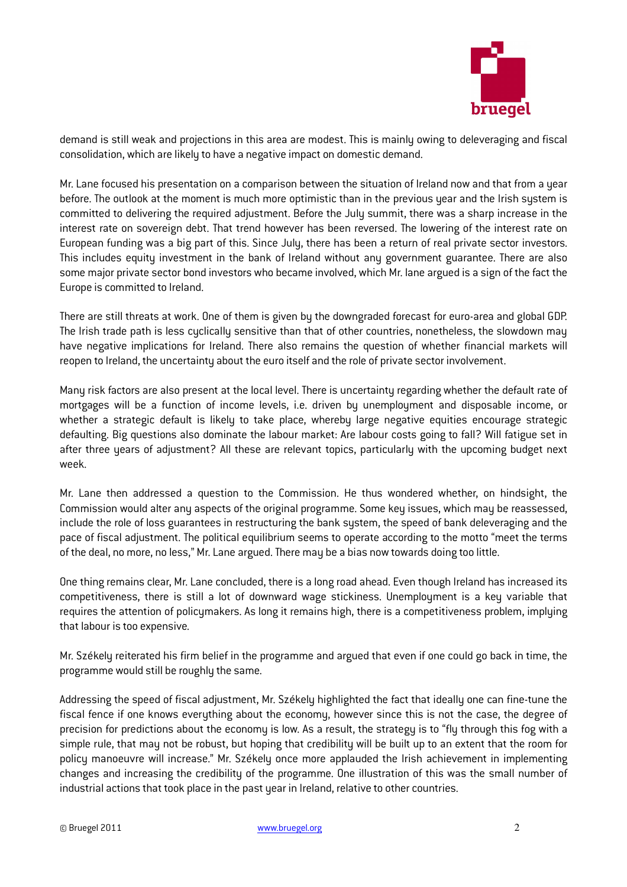demand is still weak and projections in this area are modest. This is mainly owing to deleveraging and fiscal consolidation, which are likely to have a negative impact on domestic demand.

Mr. Lane focused his presentation on a comparison between the situation of Ireland now and that from a year before. The outlook at the moment is much more optimistic than in the previous year and the Irish system is committed to delivering the required adjustment. Before the July summit, there was a sharp increase in the interest rate on sovereign debt. That trend however has been reversed. The lowering of the interest rate on European funding was a big part of this. Since July, there has been a return of real private sector investors. This includes equity investment in the bank of Ireland without any government guarantee. There are also some major private sector bond investors who became involved, which Mr. lane argued is a sign of the fact the Europe is committed to Ireland.

There are still threats at work. One of them is given by the downgraded forecast for euro-area and global GDP. The Irish trade path is less cyclically sensitive than that of other countries, nonetheless, the slowdown may have negative implications for Ireland. There also remains the question of whether financial markets will reopen to Ireland, the uncertainty about the euro itself and the role of private sector involvement.

Many risk factors are also present at the local level. There is uncertainty regarding whether the default rate of mortgages will be a function of income levels, i.e. driven by unemployment and disposable income, or whether a strategic default is likely to take place, whereby large negative equities encourage strategic defaulting. Big questions also dominate the labour market: Are labour costs going to fall? Will fatigue set in after three years of adjustment? All these are relevant topics, particularly with the upcoming budget next week.

Mr. Lane then addressed a question to the Commission. He thus wondered whether, on hindsight, the Commission would alter any aspects of the original programme. Some key issues, which may be reassessed, include the role of loss guarantees in restructuring the bank system, the speed of bank deleveraging and the pace of fiscal adjustment. The political equilibrium seems to operate according to the motto "meet the terms of the deal, no more, no less," Mr. Lane argued. There may be a bias now towards doing too little.

One thing remains clear, Mr. Lane concluded, there is a long road ahead. Even though Ireland has increased its competitiveness, there is still a lot of downward wage stickiness. Unemployment is a key variable that requires the attention of policymakers. As long it remains high, there is a competitiveness problem, implying that labour is too expensive.

Mr. Székely reiterated his firm belief in the programme and argued that even if one could go back in time, the programme would still be roughly the same.

Addressing the speed of fiscal adjustment, Mr. Székely highlighted the fact that ideally one can fine-tune the fiscal fence if one knows everything about the economy, however since this is not the case, the degree of precision for predictions about the economy is low. As a result, the strategy is to "fly through this fog with a simple rule, that may not be robust, but hoping that credibility will be built up to an extent that the room for policy manoeuvre will increase." Mr. Székely once more applauded the Irish achievement in implementing changes and increasing the credibility of the programme. One illustration of this was the small number of industrial actions that took place in the past year in Ireland, relative to other countries.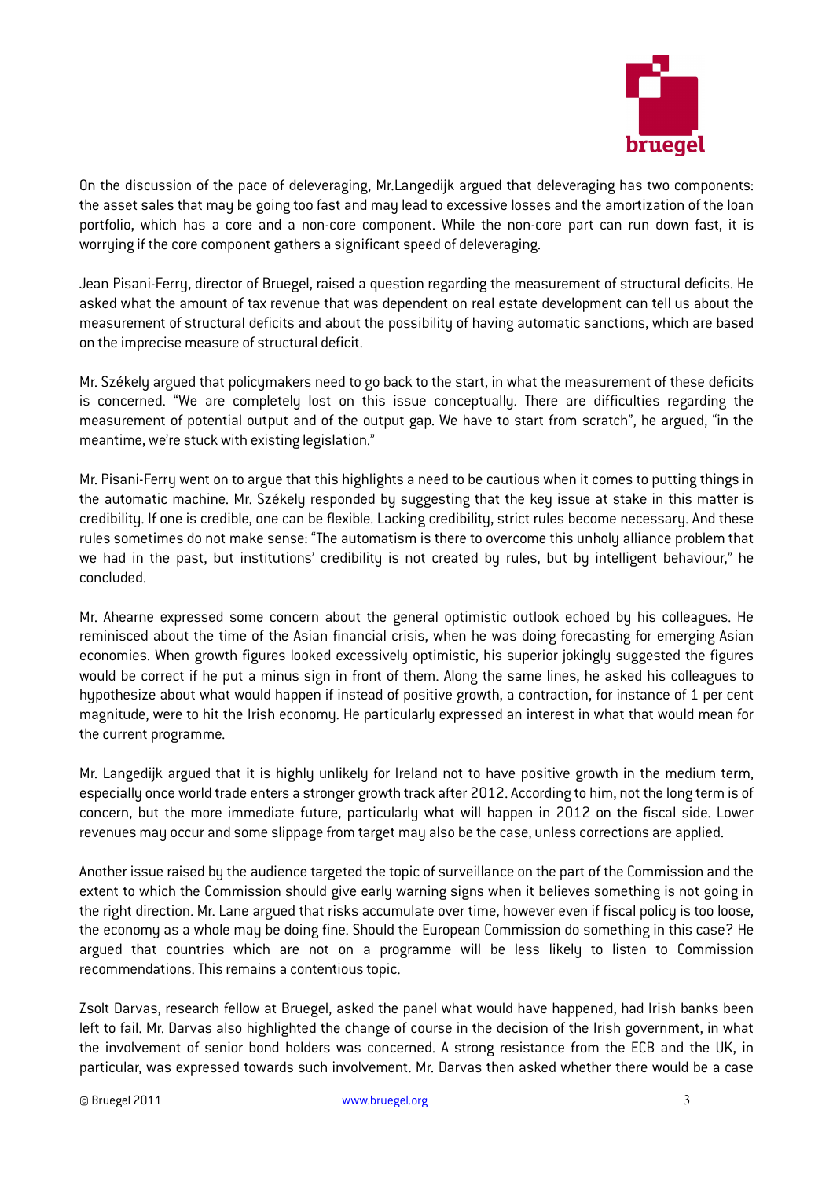On the discussion of the pace of deleveraging, Mr.Langedijk argued that deleveraging has two components: the asset sales that may be going too fast and may lead to excessive losses and the amortization of the loan portfolio, which has a core and a non-core component. While the non-core part can run down fast, it is worrying if the core component gathers a significant speed of deleveraging.

Jean Pisani-Ferry, director of Bruegel, raised a question regarding the measurement of structural deficits. He asked what the amount of tax revenue that was dependent on real estate development can tell us about the measurement of structural deficits and about the possibility of having automatic sanctions, which are based on the imprecise measure of structural deficit.

Mr. Székely argued that policymakers need to go back to the start, in what the measurement of these deficits is concerned. "We are completely lost on this issue conceptually. There are difficulties regarding the measurement of potential output and of the output gap. We have to start from scratch", he argued, "in the meantime, we're stuck with existing legislation."

Mr. Pisani-Ferry went on to argue that this highlights a need to be cautious when it comes to putting things in the automatic machine. Mr. Székely responded by suggesting that the key issue at stake in this matter is credibility. If one is credible, one can be flexible. Lacking credibility, strict rules become necessary. And these rules sometimes do not make sense: "The automatism is there to overcome this unholy alliance problem that we had in the past, but institutions' credibility is not created by rules, but by intelligent behaviour," he concluded.

Mr. Ahearne expressed some concern about the general optimistic outlook echoed by his colleagues. He reminisced about the time of the Asian financial crisis, when he was doing forecasting for emerging Asian economies. When growth figures looked excessively optimistic, his superior jokingly suggested the figures would be correct if he put a minus sign in front of them. Along the same lines, he asked his colleagues to hypothesize about what would happen if instead of positive growth, a contraction, for instance of 1 per cent magnitude, were to hit the Irish economy. He particularly expressed an interest in what that would mean for the current programme.

Mr. Langedijk argued that it is highly unlikely for Ireland not to have positive growth in the medium term, especially once world trade enters a stronger growth track after 2012. According to him, not the long term is of concern, but the more immediate future, particularly what will happen in 2012 on the fiscal side. Lower revenues may occur and some slippage from target may also be the case, unless corrections are applied.

Another issue raised by the audience targeted the topic of surveillance on the part of the Commission and the extent to which the Commission should give early warning signs when it believes something is not going in the right direction. Mr. Lane argued that risks accumulate over time, however even if fiscal policy is too loose, the economy as a whole may be doing fine. Should the European Commission do something in this case? He argued that countries which are not on a programme will be less likely to listen to Commission recommendations. This remains a contentious topic.

Zsolt Darvas, research fellow at Bruegel, asked the panel what would have happened, had Irish banks been left to fail. Mr. Darvas also highlighted the change of course in the decision of the Irish government, in what the involvement of senior bond holders was concerned. A strong resistance from the ECB and the UK, in particular, was expressed towards such involvement. Mr. Darvas then asked whether there would be a case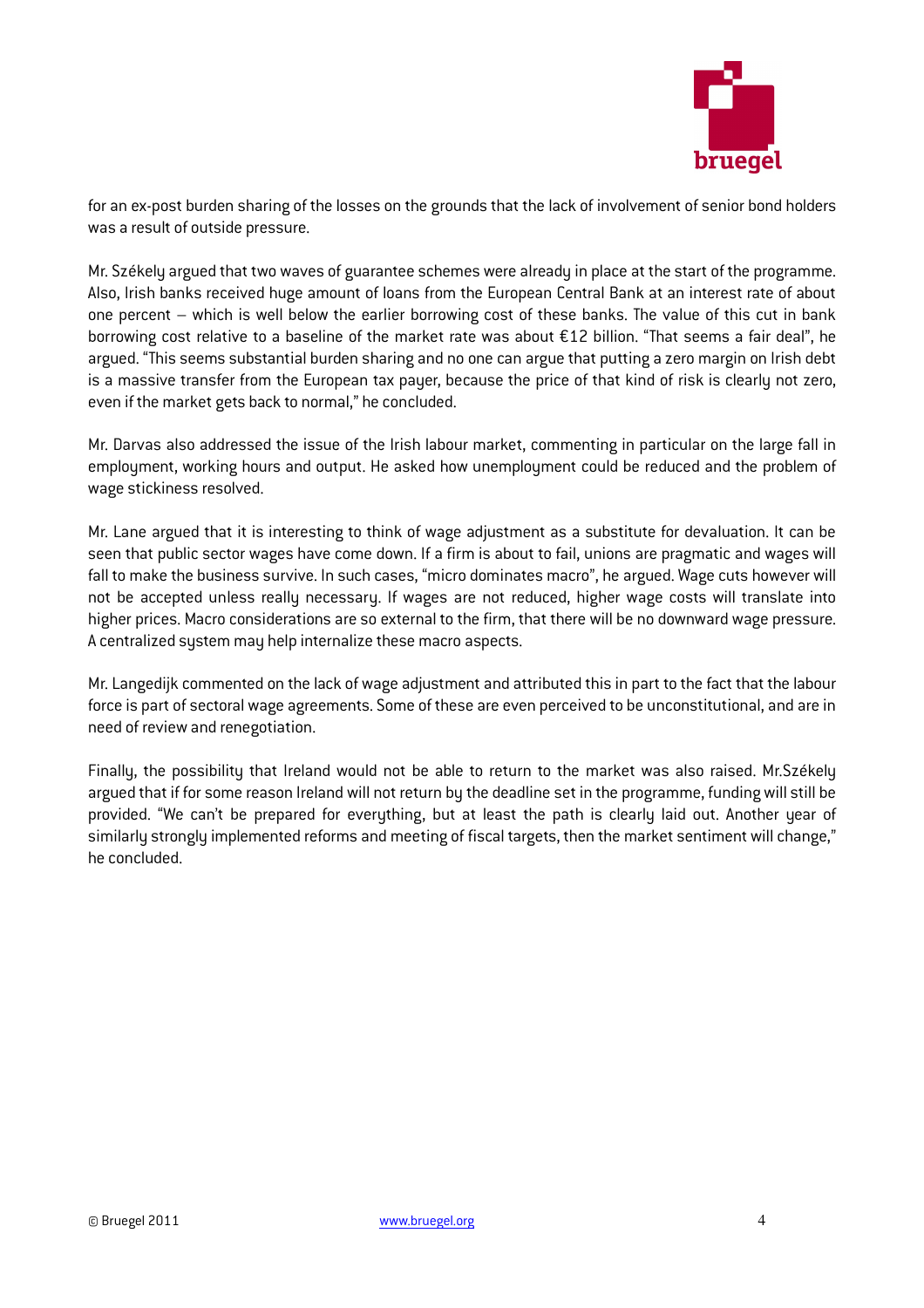for an ex-post burden sharing of the losses on the grounds that the lack of involvement of senior bond holders was a result of outside pressure.

Mr. Székely argued that two waves of guarantee schemes were already in place at the start of the programme. Also, Irish banks received huge amount of loans from the European Central Bank at an interest rate of about one percent – which is well below the earlier borrowing cost of these banks. The value of this cut in bank borrowing cost relative to a baseline of the market rate was about €12 billion. "That seems a fair deal", he argued. "This seems substantial burden sharing and no one can argue that putting a zero margin on Irish debt is a massive transfer from the European tax payer, because the price of that kind of risk is clearly not zero, even if the market gets back to normal," he concluded.

Mr. Darvas also addressed the issue of the Irish labour market, commenting in particular on the large fall in employment, working hours and output. He asked how unemployment could be reduced and the problem of wage stickiness resolved.

Mr. Lane argued that it is interesting to think of wage adjustment as a substitute for devaluation. It can be seen that public sector wages have come down. If a firm is about to fail, unions are pragmatic and wages will fall to make the business survive. In such cases, "micro dominates macro", he argued. Wage cuts however will not be accepted unless really necessary. If wages are not reduced, higher wage costs will translate into higher prices. Macro considerations are so external to the firm, that there will be no downward wage pressure. A centralized system may help internalize these macro aspects.

Mr. Langedijk commented on the lack of wage adjustment and attributed this in part to the fact that the labour force is part of sectoral wage agreements. Some of these are even perceived to be unconstitutional, and are in need of review and renegotiation.

Finally, the possibility that Ireland would not be able to return to the market was also raised. Mr.Székely argued that if for some reason Ireland will not return by the deadline set in the programme, funding will still be provided. "We can't be prepared for everything, but at least the path is clearly laid out. Another year of similarly strongly implemented reforms and meeting of fiscal targets, then the market sentiment will change," he concluded.